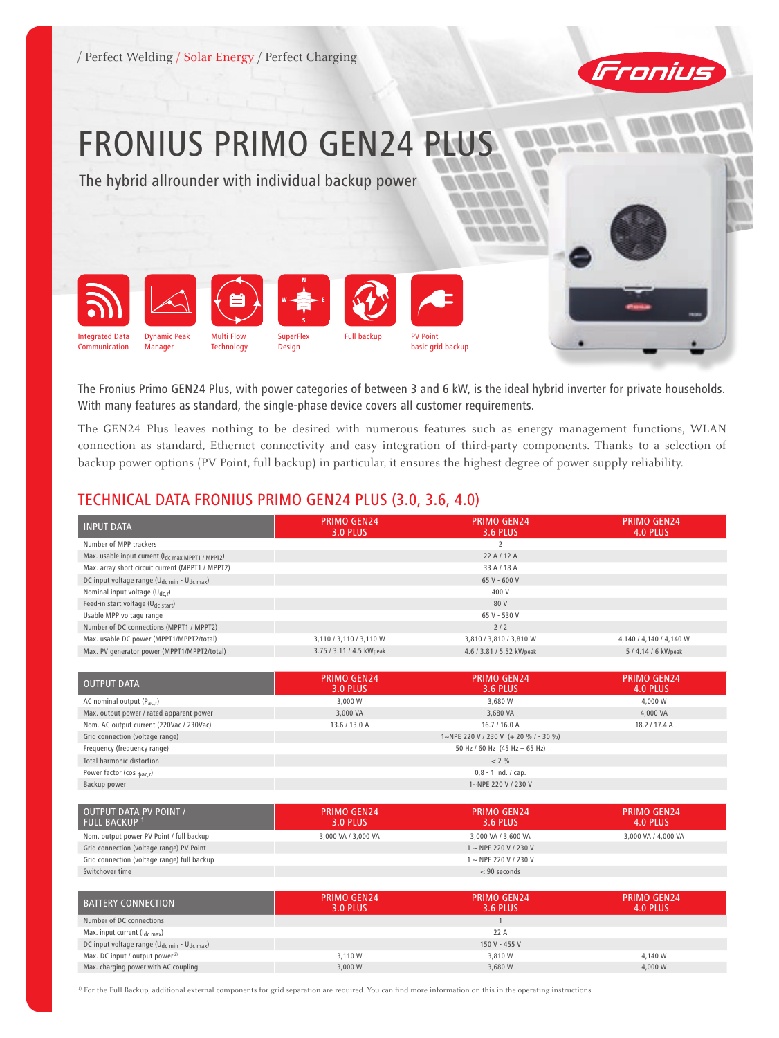/ Perfect Welding / Solar Energy / Perfect Charging

# FRONIUS PRIMO GEN24 PLUS

The hybrid allrounder with individual backup power

Integrated Data Communication | Dynamic Peak Manager | Multi Flow Technology | SuperFlex Design | Full backup | PV Point basic grid backup

The Fronius Primo GEN24 Plus, with power categories of between 3 and 6 kW, is the ideal hybrid inverter for private households. With many features as standard, the single-phase device covers all customer requirements.

The GEN24 Plus leaves nothing to be desired with numerous features such as energy management functions, WLAN connection as standard, Ethernet connectivity and easy integration of third-party components. Thanks to a selection of backup power options (PV Point, full backup) in particular, it ensures the highest degree of power supply reliability.

## TECHNICAL DATA FRONIUS PRIMO GEN24 PLUS (3.0, 3.6, 4.0)

| INPUT DATA | PRIMO GEN24 3.0 PLUS | PRIMO GEN24 3.6 PLUS | PRIMO GEN24 4.0 PLUS |
|---|---|---|---|
| Number of MPP trackers | | 2 | |
| Max. usable input current ($I_{dc\ max\ MPPT1\ /\ MPPT2}$) | | 22 A / 12 A | |
| Max. array short circuit current (MPPT1 / MPPT2) | | 33 A / 18 A | |
| DC input voltage range ($U_{dc\ min}$ - $U_{dc\ max}$) | | 65 V - 600 V | |
| Nominal input voltage ($U_{dc,r}$) | | 400 V | |
| Feed-in start voltage ($U_{dc\ start}$) | | 80 V | |
| Usable MPP voltage range | | 65 V - 530 V | |
| Number of DC connections (MPPT1 / MPPT2) | | 2 / 2 | |
| Max. usable DC power (MPPT1/MPPT2/total) | 3,110 / 3,110 / 3,110 W | 3,810 / 3,810 / 3,810 W | 4,140 / 4,140 / 4,140 W |
| Max. PV generator power (MPPT1/MPPT2/total) | 3.75 / 3.11 / 4.5 kWpeak | 4.6 / 3.81 / 5.52 kWpeak | 5 / 4.14 / 6 kWpeak |

| OUTPUT DATA | PRIMO GEN24 3.0 PLUS | PRIMO GEN24 3.6 PLUS | PRIMO GEN24 4.0 PLUS |
|---|---|---|---|
| AC nominal output ($P_{ac,r}$) | 3,000 W | 3,680 W | 4,000 W |
| Max. output power / rated apparent power | 3,000 VA | 3,680 VA | 4,000 VA |
| Nom. AC output current (220Vac / 230Vac) | 13.6 / 13.0 A | 16.7 / 16.0 A | 18.2 / 17.4 A |
| Grid connection (voltage range) | | 1~NPE 220 V / 230 V (+ 20 % / - 30 %) | |
| Frequency (frequency range) | | 50 Hz / 60 Hz (45 Hz – 65 Hz) | |
| Total harmonic distortion | | < 2 % | |
| Power factor (cos $\phi_{ac,r}$) | | 0,8 - 1 ind. / cap. | |
| Backup power | | 1~NPE 220 V / 230 V | |

| OUTPUT DATA PV POINT / FULL BACKUP [1] | PRIMO GEN24 3.0 PLUS | PRIMO GEN24 3.6 PLUS | PRIMO GEN24 4.0 PLUS |
|---|---|---|---|
| Nom. output power PV Point / full backup | 3,000 VA / 3,000 VA | 3,000 VA / 3,600 VA | 3,000 VA / 4,000 VA |
| Grid connection (voltage range) PV Point | | 1 ~ NPE 220 V / 230 V | |
| Grid connection (voltage range) full backup | | 1 ~ NPE 220 V / 230 V | |
| Switchover time | | < 90 seconds | |

| BATTERY CONNECTION | PRIMO GEN24 3.0 PLUS | PRIMO GEN24 3.6 PLUS | PRIMO GEN24 4.0 PLUS |
|---|---|---|---|
| Number of DC connections | | 1 | |
| Max. input current ($I_{dc\ max}$) | | 22 A | |
| DC input voltage range ($U_{dc\ min}$ - $U_{dc\ max}$) | | 150 V - 455 V | |
| Max. DC input / output power [2] | 3,110 W | 3,810 W | 4,140 W |
| Max. charging power with AC coupling | 3,000 W | 3,680 W | 4,000 W |

[1] For the Full Backup, additional external components for grid separation are required. You can find more information on this in the operating instructions.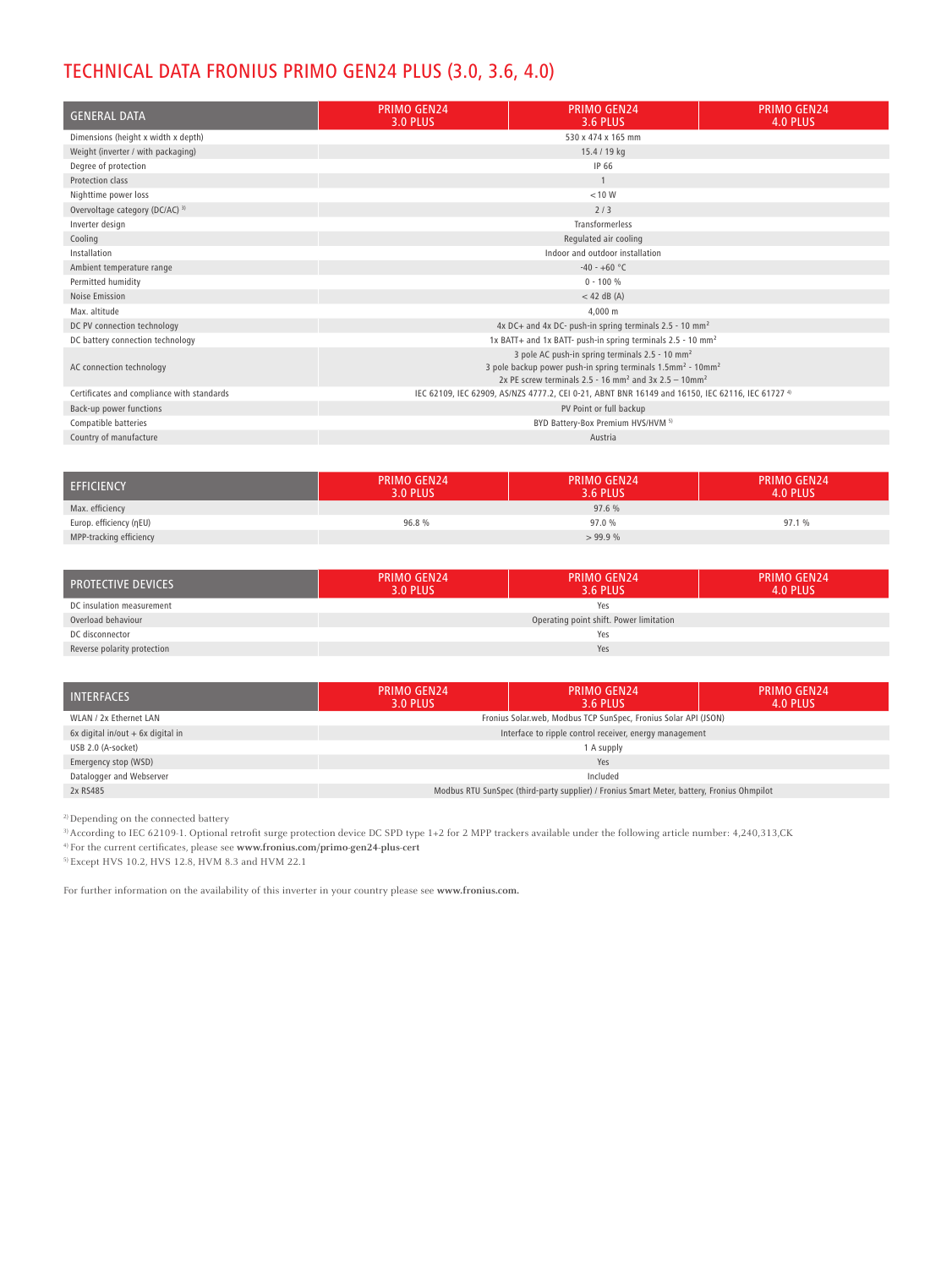# TECHNICAL DATA FRONIUS PRIMO GEN24 PLUS (3.0, 3.6, 4.0)

| GENERAL DATA | PRIMO GEN24 3.0 PLUS | PRIMO GEN24 3.6 PLUS | PRIMO GEN24 4.0 PLUS |
|---|---|---|---|
| Dimensions (height x width x depth) | | 530 x 474 x 165 mm | |
| Weight (inverter / with packaging) | | 15.4 / 19 kg | |
| Degree of protection | | IP 66 | |
| Protection class | | 1 | |
| Nighttime power loss | | < 10 W | |
| Overvoltage category (DC/AC) [3] | | 2 / 3 | |
| Inverter design | | Transformerless | |
| Cooling | | Regulated air cooling | |
| Installation | | Indoor and outdoor installation | |
| Ambient temperature range | | -40 - +60 °C | |
| Permitted humidity | | 0 - 100 % | |
| Noise Emission | | < 42 dB (A) | |
| Max. altitude | | 4,000 m | |
| DC PV connection technology | | 4x DC+ and 4x DC- push-in spring terminals 2.5 - 10 mm² | |
| DC battery connection technology | | 1x BATT+ and 1x BATT- push-in spring terminals 2.5 - 10 mm² | |
| AC connection technology | | 3 pole AC push-in spring terminals 2.5 - 10 mm²<br>3 pole backup power push-in spring terminals 1.5mm² - 10mm²<br>2x PE screw terminals 2.5 - 16 mm² and 3x 2.5 – 10mm² | |
| Certificates and compliance with standards | | IEC 62109, IEC 62909, AS/NZS 4777.2, CEI 0-21, ABNT BNR 16149 and 16150, IEC 62116, IEC 61727 [4] | |
| Back-up power functions | | PV Point or full backup | |
| Compatible batteries | | BYD Battery-Box Premium HVS/HVM [5] | |
| Country of manufacture | | Austria | |

| EFFICIENCY | PRIMO GEN24 3.0 PLUS | PRIMO GEN24 3.6 PLUS | PRIMO GEN24 4.0 PLUS |
|---|---|---|---|
| Max. efficiency | | 97.6 % | |
| Europ. efficiency (ηEU) | 96.8 % | 97.0 % | 97.1 % |
| MPP-tracking efficiency | | > 99.9 % | |

| PROTECTIVE DEVICES | PRIMO GEN24 3.0 PLUS | PRIMO GEN24 3.6 PLUS | PRIMO GEN24 4.0 PLUS |
|---|---|---|---|
| DC insulation measurement | | Yes | |
| Overload behaviour | | Operating point shift. Power limitation | |
| DC disconnector | | Yes | |
| Reverse polarity protection | | Yes | |

| INTERFACES | PRIMO GEN24 3.0 PLUS | PRIMO GEN24 3.6 PLUS | PRIMO GEN24 4.0 PLUS |
|---|---|---|---|
| WLAN / 2x Ethernet LAN | | Fronius Solar.web, Modbus TCP SunSpec, Fronius Solar API (JSON) | |
| 6x digital in/out + 6x digital in | | Interface to ripple control receiver, energy management | |
| USB 2.0 (A-socket) | | 1 A supply | |
| Emergency stop (WSD) | | Yes | |
| Datalogger and Webserver | | Included | |
| 2x RS485 | | Modbus RTU SunSpec (third-party supplier) / Fronius Smart Meter, battery, Fronius Ohmpilot | |

[2] Depending on the connected battery

[3] According to IEC 62109-1. Optional retrofit surge protection device DC SPD type 1+2 for 2 MPP trackers available under the following article number: 4,240,313,CK

[4] For the current certificates, please see **www.fronius.com/primo-gen24-plus-cert**

[5] Except HVS 10.2, HVS 12.8, HVM 8.3 and HVM 22.1

For further information on the availability of this inverter in your country please see **www.fronius.com.**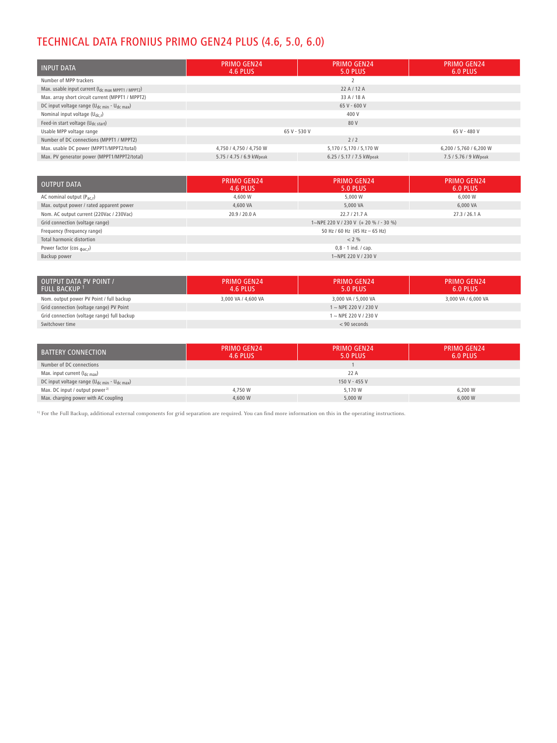# TECHNICAL DATA FRONIUS PRIMO GEN24 PLUS (4.6, 5.0, 6.0)

| INPUT DATA | PRIMO GEN24 4.6 PLUS | PRIMO GEN24 5.0 PLUS | PRIMO GEN24 6.0 PLUS |
|---|---|---|---|
| Number of MPP trackers | | 2 | |
| Max. usable input current ($I_{dc\ max\ MPPT1\ /\ MPPT2}$) | | 22 A / 12 A | |
| Max. array short circuit current (MPPT1 / MPPT2) | | 33 A / 18 A | |
| DC input voltage range ($U_{dc\ min}$ - $U_{dc\ max}$) | | 65 V - 600 V | |
| Nominal input voltage ($U_{dc,r}$) | | 400 V | |
| Feed-in start voltage ($U_{dc\ start}$) | | 80 V | |
| Usable MPP voltage range | 65 V - 530 V | 65 V - 530 V | 65 V - 480 V |
| Number of DC connections (MPPT1 / MPPT2) | | 2 / 2 | |
| Max. usable DC power (MPPT1/MPPT2/total) | 4,750 / 4,750 / 4,750 W | 5,170 / 5,170 / 5,170 W | 6,200 / 5,760 / 6,200 W |
| Max. PV generator power (MPPT1/MPPT2/total) | 5.75 / 4.75 / 6.9 kWpeak | 6.25 / 5.17 / 7.5 kWpeak | 7.5 / 5.76 / 9 kWpeak |

| OUTPUT DATA | PRIMO GEN24 4.6 PLUS | PRIMO GEN24 5.0 PLUS | PRIMO GEN24 6.0 PLUS |
|---|---|---|---|
| AC nominal output ($P_{ac,r}$) | 4,600 W | 5,000 W | 6,000 W |
| Max. output power / rated apparent power | 4,600 VA | 5,000 VA | 6,000 VA |
| Nom. AC output current (220Vac / 230Vac) | 20.9 / 20.0 A | 22.7 / 21.7 A | 27.3 / 26.1 A |
| Grid connection (voltage range) | | 1~NPE 220 V / 230 V (+ 20 % / - 30 %) | |
| Frequency (frequency range) | | 50 Hz / 60 Hz (45 Hz – 65 Hz) | |
| Total harmonic distortion | | < 2 % | |
| Power factor (cos $\phi_{ac,r}$) | | 0,8 - 1 ind. / cap. | |
| Backup power | | 1~NPE 220 V / 230 V | |

| OUTPUT DATA PV POINT / FULL BACKUP [1] | PRIMO GEN24 4.6 PLUS | PRIMO GEN24 5.0 PLUS | PRIMO GEN24 6.0 PLUS |
|---|---|---|---|
| Nom. output power PV Point / full backup | 3,000 VA / 4,600 VA | 3,000 VA / 5,000 VA | 3,000 VA / 6,000 VA |
| Grid connection (voltage range) PV Point | | 1 ~ NPE 220 V / 230 V | |
| Grid connection (voltage range) full backup | | 1 ~ NPE 220 V / 230 V | |
| Switchover time | | < 90 seconds | |

| BATTERY CONNECTION | PRIMO GEN24 4.6 PLUS | PRIMO GEN24 5.0 PLUS | PRIMO GEN24 6.0 PLUS |
|---|---|---|---|
| Number of DC connections | | 1 | |
| Max. input current ($I_{dc\ max}$) | | 22 A | |
| DC input voltage range ($U_{dc\ min}$ - $U_{dc\ max}$) | | 150 V - 455 V | |
| Max. DC input / output power [2] | 4,750 W | 5,170 W | 6,200 W |
| Max. charging power with AC coupling | 4,600 W | 5,000 W | 6,000 W |

[1] For the Full Backup, additional external components for grid separation are required. You can find more information on this in the operating instructions.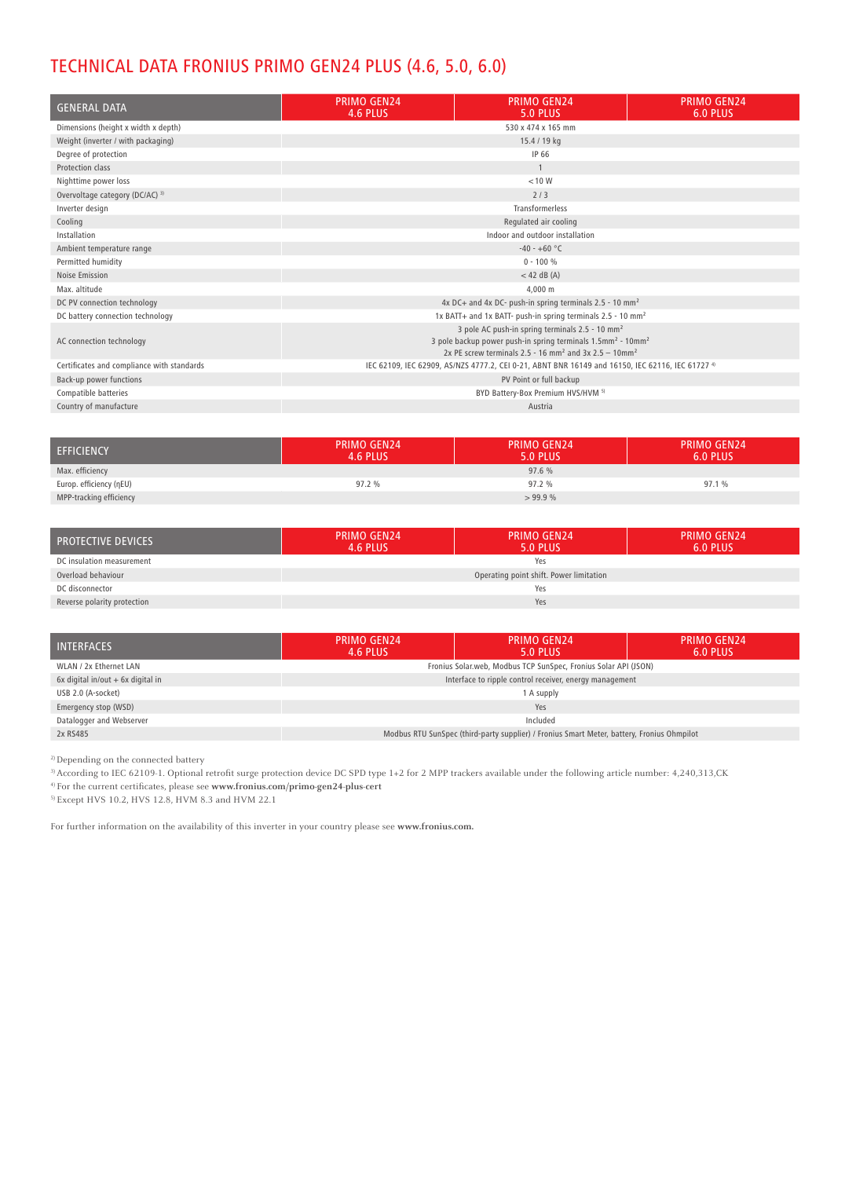# TECHNICAL DATA FRONIUS PRIMO GEN24 PLUS (4.6, 5.0, 6.0)

| GENERAL DATA | PRIMO GEN24 4.6 PLUS | PRIMO GEN24 5.0 PLUS | PRIMO GEN24 6.0 PLUS |
|---|---|---|---|
| Dimensions (height x width x depth) | | 530 x 474 x 165 mm | |
| Weight (inverter / with packaging) | | 15.4 / 19 kg | |
| Degree of protection | | IP 66 | |
| Protection class | | 1 | |
| Nighttime power loss | | < 10 W | |
| Overvoltage category (DC/AC) [3] | | 2 / 3 | |
| Inverter design | | Transformerless | |
| Cooling | | Regulated air cooling | |
| Installation | | Indoor and outdoor installation | |
| Ambient temperature range | | -40 - +60 °C | |
| Permitted humidity | | 0 - 100 % | |
| Noise Emission | | < 42 dB (A) | |
| Max. altitude | | 4,000 m | |
| DC PV connection technology | | 4x DC+ and 4x DC- push-in spring terminals 2.5 - 10 mm² | |
| DC battery connection technology | | 1x BATT+ and 1x BATT- push-in spring terminals 2.5 - 10 mm² | |
| AC connection technology | | 3 pole AC push-in spring terminals 2.5 - 10 mm²<br>3 pole backup power push-in spring terminals 1.5mm² - 10mm²<br>2x PE screw terminals 2.5 - 16 mm² and 3x 2.5 – 10mm² | |
| Certificates and compliance with standards | | IEC 62109, IEC 62909, AS/NZS 4777.2, CEI 0-21, ABNT BNR 16149 and 16150, IEC 62116, IEC 61727 [4] | |
| Back-up power functions | | PV Point or full backup | |
| Compatible batteries | | BYD Battery-Box Premium HVS/HVM [5] | |
| Country of manufacture | | Austria | |

| EFFICIENCY | PRIMO GEN24 4.6 PLUS | PRIMO GEN24 5.0 PLUS | PRIMO GEN24 6.0 PLUS |
|---|---|---|---|
| Max. efficiency | | 97.6 % | |
| Europ. efficiency (ηEU) | 97.2 % | 97.2 % | 97.1 % |
| MPP-tracking efficiency | | > 99.9 % | |

| PROTECTIVE DEVICES | PRIMO GEN24 4.6 PLUS | PRIMO GEN24 5.0 PLUS | PRIMO GEN24 6.0 PLUS |
|---|---|---|---|
| DC insulation measurement | | Yes | |
| Overload behaviour | | Operating point shift. Power limitation | |
| DC disconnector | | Yes | |
| Reverse polarity protection | | Yes | |

| INTERFACES | PRIMO GEN24 4.6 PLUS | PRIMO GEN24 5.0 PLUS | PRIMO GEN24 6.0 PLUS |
|---|---|---|---|
| WLAN / 2x Ethernet LAN | | Fronius Solar.web, Modbus TCP SunSpec, Fronius Solar API (JSON) | |
| 6x digital in/out + 6x digital in | | Interface to ripple control receiver, energy management | |
| USB 2.0 (A-socket) | | 1 A supply | |
| Emergency stop (WSD) | | Yes | |
| Datalogger and Webserver | | Included | |
| 2x RS485 | | Modbus RTU SunSpec (third-party supplier) / Fronius Smart Meter, battery, Fronius Ohmpilot | |

[2] Depending on the connected battery

[3] According to IEC 62109-1. Optional retrofit surge protection device DC SPD type 1+2 for 2 MPP trackers available under the following article number: 4,240,313,CK

[4] For the current certificates, please see **www.fronius.com/primo-gen24-plus-cert**

[5] Except HVS 10.2, HVS 12.8, HVM 8.3 and HVM 22.1

For further information on the availability of this inverter in your country please see **www.fronius.com.**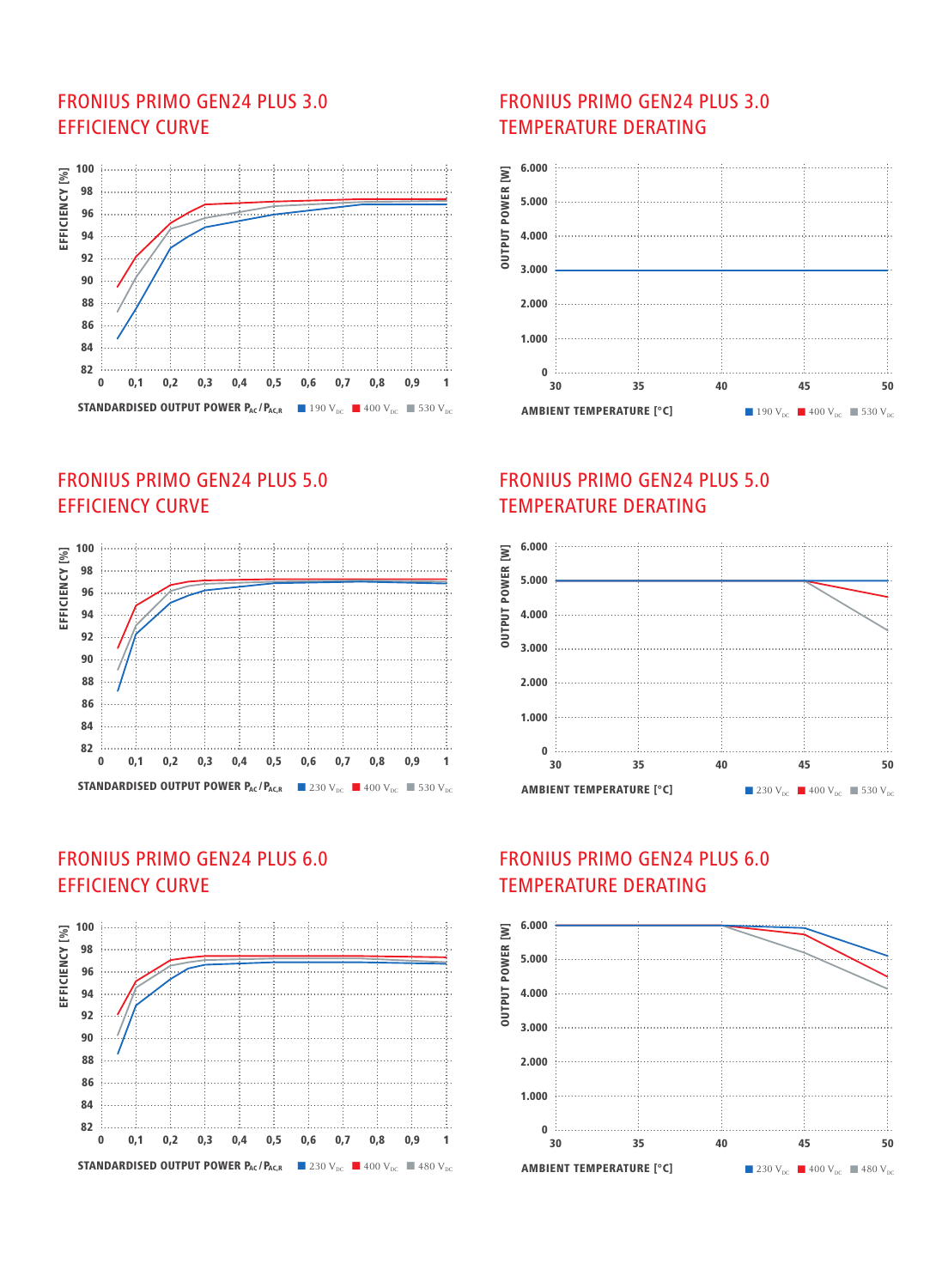## FRONIUS PRIMO GEN24 PLUS 3.0 EFFICIENCY CURVE

EFFICIENCY [%]

100, 98, 96, 94, 92, 90, 88, 86, 84, 82

0, 0,1, 0,2, 0,3, 0,4, 0,5, 0,6, 0,7, 0,8, 0,9, 1

STANDARDISED OUTPUT POWER $P_{AC}$ / $P_{AC,R}$ ■ 190 $V_{DC}$ ■ 400 $V_{DC}$ ■ 530 $V_{DC}$

## FRONIUS PRIMO GEN24 PLUS 3.0 TEMPERATURE DERATING

OUTPUT POWER [W]

6.000, 5.000, 4.000, 3.000, 2.000, 1.000, 0

30, 35, 40, 45, 50

AMBIENT TEMPERATURE [°C] ■ 190 $V_{DC}$ ■ 400 $V_{DC}$ ■ 530 $V_{DC}$

## FRONIUS PRIMO GEN24 PLUS 5.0 EFFICIENCY CURVE

EFFICIENCY [%]

100, 98, 96, 94, 92, 90, 88, 86, 84, 82

0, 0,1, 0,2, 0,3, 0,4, 0,5, 0,6, 0,7, 0,8, 0,9, 1

STANDARDISED OUTPUT POWER $P_{AC}$ / $P_{AC,R}$ ■ 230 $V_{DC}$ ■ 400 $V_{DC}$ ■ 530 $V_{DC}$

## FRONIUS PRIMO GEN24 PLUS 5.0 TEMPERATURE DERATING

OUTPUT POWER [W]

6.000, 5.000, 4.000, 3.000, 2.000, 1.000, 0

30, 35, 40, 45, 50

AMBIENT TEMPERATURE [°C] ■ 230 $V_{DC}$ ■ 400 $V_{DC}$ ■ 530 $V_{DC}$

## FRONIUS PRIMO GEN24 PLUS 6.0 EFFICIENCY CURVE

EFFICIENCY [%]

100, 98, 96, 94, 92, 90, 88, 86, 84, 82

0, 0,1, 0,2, 0,3, 0,4, 0,5, 0,6, 0,7, 0,8, 0,9, 1

STANDARDISED OUTPUT POWER $P_{AC}$ / $P_{AC,R}$ ■ 230 $V_{DC}$ ■ 400 $V_{DC}$ ■ 480 $V_{DC}$

## FRONIUS PRIMO GEN24 PLUS 6.0 TEMPERATURE DERATING

OUTPUT POWER [W]

6.000, 5.000, 4.000, 3.000, 2.000, 1.000, 0

30, 35, 40, 45, 50

AMBIENT TEMPERATURE [°C] ■ 230 $V_{DC}$ ■ 400 $V_{DC}$ ■ 480 $V_{DC}$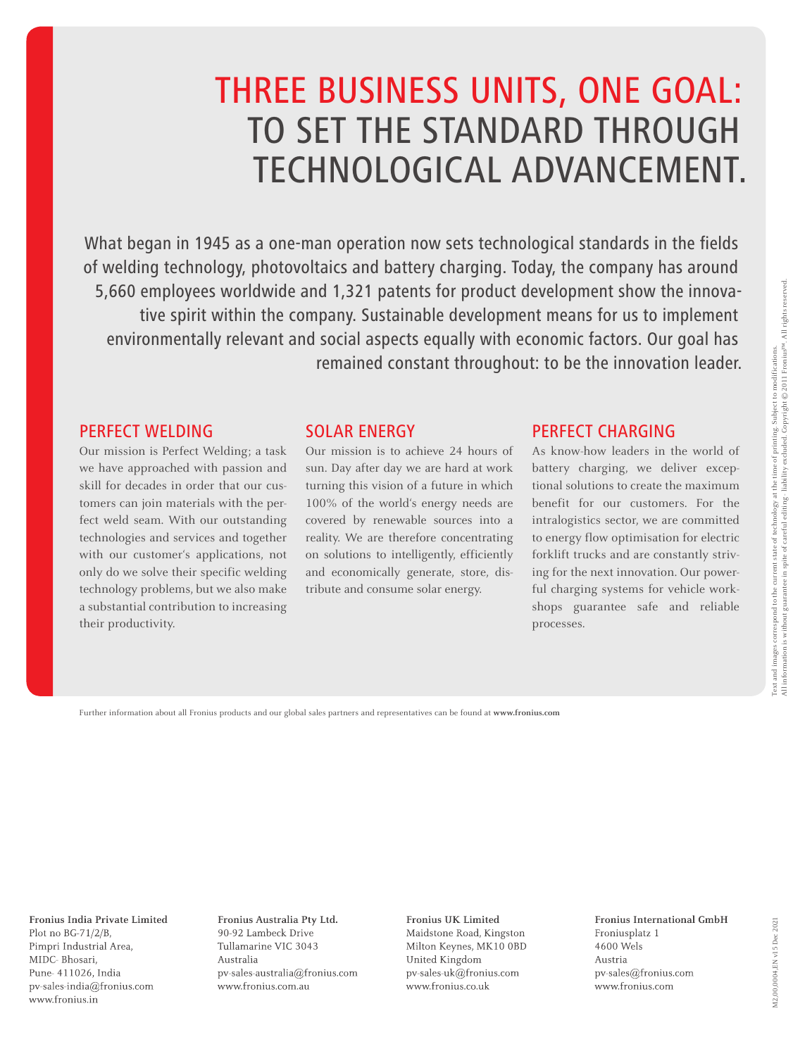# THREE BUSINESS UNITS, ONE GOAL: TO SET THE STANDARD THROUGH TECHNOLOGICAL ADVANCEMENT.

What began in 1945 as a one-man operation now sets technological standards in the fields of welding technology, photovoltaics and battery charging. Today, the company has around 5,660 employees worldwide and 1,321 patents for product development show the innovative spirit within the company. Sustainable development means for us to implement environmentally relevant and social aspects equally with economic factors. Our goal has remained constant throughout: to be the innovation leader.

## PERFECT WELDING

Our mission is Perfect Welding; a task we have approached with passion and skill for decades in order that our customers can join materials with the perfect weld seam. With our outstanding technologies and services and together with our customer's applications, not only do we solve their specific welding technology problems, but we also make a substantial contribution to increasing their productivity.

## SOLAR ENERGY

Our mission is to achieve 24 hours of sun. Day after day we are hard at work turning this vision of a future in which 100% of the world's energy needs are covered by renewable sources into a reality. We are therefore concentrating on solutions to intelligently, efficiently and economically generate, store, distribute and consume solar energy.

## PERFECT CHARGING

As know-how leaders in the world of battery charging, we deliver exceptional solutions to create the maximum benefit for our customers. For the intralogistics sector, we are committed to energy flow optimisation for electric forklift trucks and are constantly striving for the next innovation. Our powerful charging systems for vehicle workshops guarantee safe and reliable processes.

Text and images correspond to the current state of technology at the time of printing. Subject to modifications. All information is without guarantee in spite of careful editing - liability excluded. Copyright © 2011 Fronius™. All rights reserved.

Further information about all Fronius products and our global sales partners and representatives can be found at **www.fronius.com**

**Fronius India Private Limited**
Plot no BG-71/2/B,
Pimpri Industrial Area,
MIDC- Bhosari,
Pune- 411026, India
pv-sales-india@fronius.com
www.fronius.in

**Fronius Australia Pty Ltd.**
90-92 Lambeck Drive
Tullamarine VIC 3043
Australia
pv-sales-australia@fronius.com
www.fronius.com.au

**Fronius UK Limited**
Maidstone Road, Kingston
Milton Keynes, MK10 0BD
United Kingdom
pv-sales-uk@fronius.com
www.fronius.co.uk

**Fronius International GmbH**
Froniusplatz 1
4600 Wels
Austria
pv-sales@fronius.com
www.fronius.com

M2,00,0004,EN v15 Dec 2021